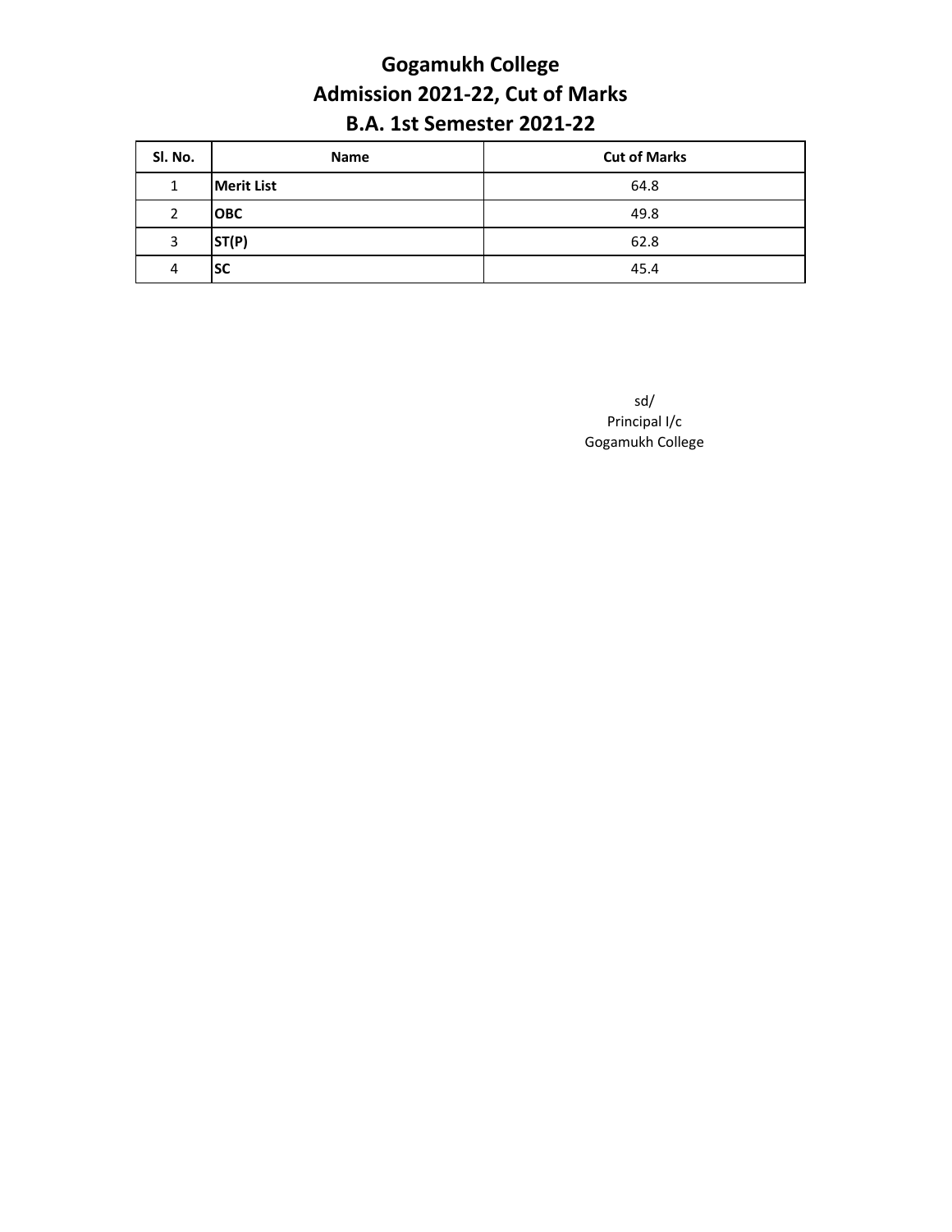# Gogamukh College

## Admission 2021-22, Cut of Marks

## B.A. 1st Semester 2021-22

| Sl. No. | Name | Cut of Marks |
|---|---|---|
| 1 | **Merit List** | 64.8 |
| 2 | **OBC** | 49.8 |
| 3 | **ST(P)** | 62.8 |
| 4 | **SC** | 45.4 |

sd/
Principal I/c
Gogamukh College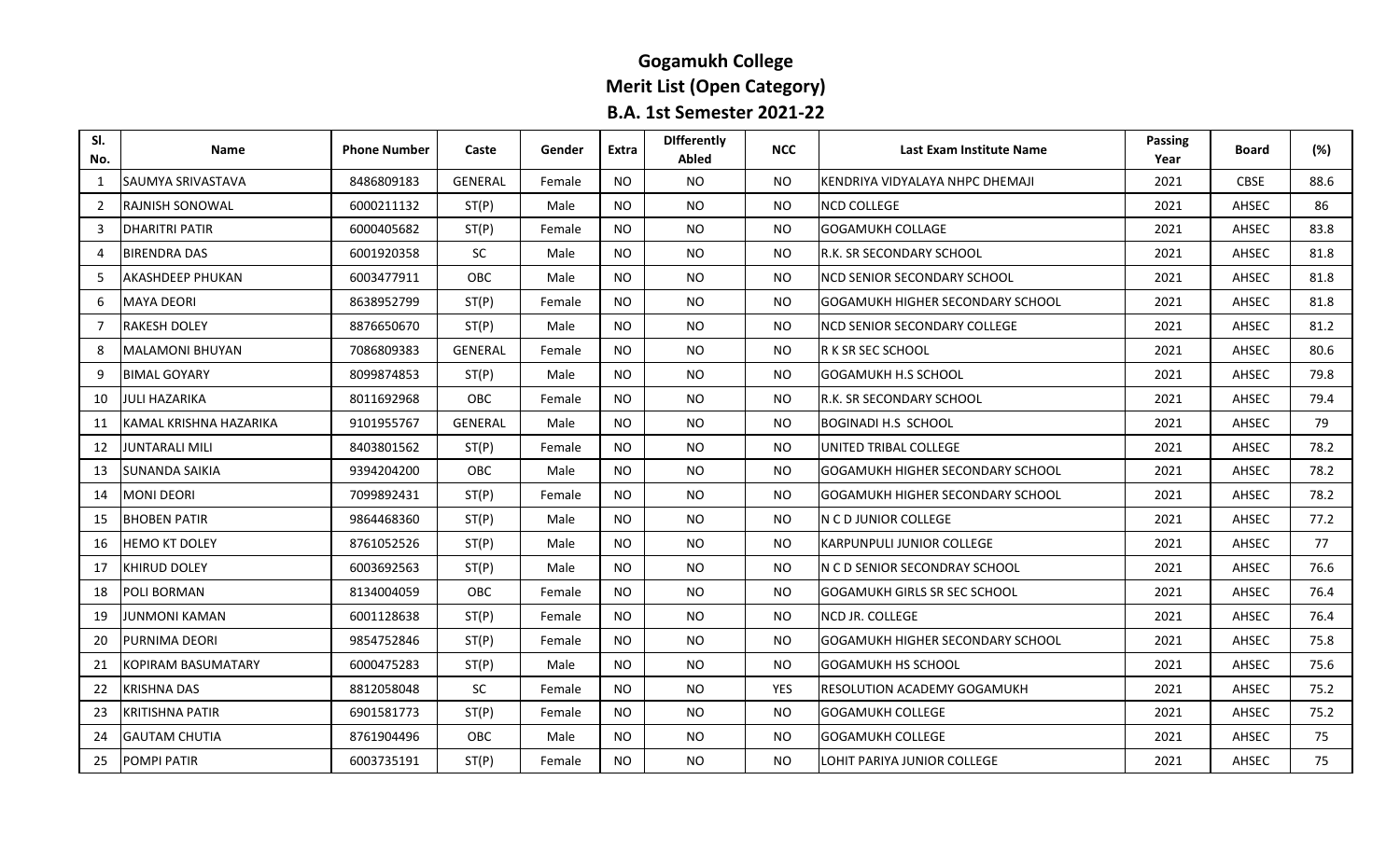# Gogamukh College

## Merit List (Open Category)

### B.A. 1st Semester 2021-22

| Sl. No. | Name | Phone Number | Caste | Gender | Extra | DIfferently Abled | NCC | Last Exam Institute Name | Passing Year | Board | (%) |
|---|---|---|---|---|---|---|---|---|---|---|---|
| 1 | SAUMYA SRIVASTAVA | 8486809183 | GENERAL | Female | NO | NO | NO | KENDRIYA VIDYALAYA NHPC DHEMAJI | 2021 | CBSE | 88.6 |
| 2 | RAJNISH SONOWAL | 6000211132 | ST(P) | Male | NO | NO | NO | NCD COLLEGE | 2021 | AHSEC | 86 |
| 3 | DHARITRI PATIR | 6000405682 | ST(P) | Female | NO | NO | NO | GOGAMUKH COLLAGE | 2021 | AHSEC | 83.8 |
| 4 | BIRENDRA DAS | 6001920358 | SC | Male | NO | NO | NO | R.K. SR SECONDARY SCHOOL | 2021 | AHSEC | 81.8 |
| 5 | AKASHDEEP PHUKAN | 6003477911 | OBC | Male | NO | NO | NO | NCD SENIOR SECONDARY SCHOOL | 2021 | AHSEC | 81.8 |
| 6 | MAYA DEORI | 8638952799 | ST(P) | Female | NO | NO | NO | GOGAMUKH HIGHER SECONDARY SCHOOL | 2021 | AHSEC | 81.8 |
| 7 | RAKESH DOLEY | 8876650670 | ST(P) | Male | NO | NO | NO | NCD SENIOR SECONDARY COLLEGE | 2021 | AHSEC | 81.2 |
| 8 | MALAMONI BHUYAN | 7086809383 | GENERAL | Female | NO | NO | NO | R K SR SEC SCHOOL | 2021 | AHSEC | 80.6 |
| 9 | BIMAL GOYARY | 8099874853 | ST(P) | Male | NO | NO | NO | GOGAMUKH H.S SCHOOL | 2021 | AHSEC | 79.8 |
| 10 | JULI HAZARIKA | 8011692968 | OBC | Female | NO | NO | NO | R.K. SR SECONDARY SCHOOL | 2021 | AHSEC | 79.4 |
| 11 | KAMAL KRISHNA HAZARIKA | 9101955767 | GENERAL | Male | NO | NO | NO | BOGINADI H.S SCHOOL | 2021 | AHSEC | 79 |
| 12 | JUNTARALI MILI | 8403801562 | ST(P) | Female | NO | NO | NO | UNITED TRIBAL COLLEGE | 2021 | AHSEC | 78.2 |
| 13 | SUNANDA SAIKIA | 9394204200 | OBC | Male | NO | NO | NO | GOGAMUKH HIGHER SECONDARY SCHOOL | 2021 | AHSEC | 78.2 |
| 14 | MONI DEORI | 7099892431 | ST(P) | Female | NO | NO | NO | GOGAMUKH HIGHER SECONDARY SCHOOL | 2021 | AHSEC | 78.2 |
| 15 | BHOBEN PATIR | 9864468360 | ST(P) | Male | NO | NO | NO | N C D JUNIOR COLLEGE | 2021 | AHSEC | 77.2 |
| 16 | HEMO KT DOLEY | 8761052526 | ST(P) | Male | NO | NO | NO | KARPUNPULI JUNIOR COLLEGE | 2021 | AHSEC | 77 |
| 17 | KHIRUD DOLEY | 6003692563 | ST(P) | Male | NO | NO | NO | N C D SENIOR SECONDRAY SCHOOL | 2021 | AHSEC | 76.6 |
| 18 | POLI BORMAN | 8134004059 | OBC | Female | NO | NO | NO | GOGAMUKH GIRLS SR SEC SCHOOL | 2021 | AHSEC | 76.4 |
| 19 | JUNMONI KAMAN | 6001128638 | ST(P) | Female | NO | NO | NO | NCD JR. COLLEGE | 2021 | AHSEC | 76.4 |
| 20 | PURNIMA DEORI | 9854752846 | ST(P) | Female | NO | NO | NO | GOGAMUKH HIGHER SECONDARY SCHOOL | 2021 | AHSEC | 75.8 |
| 21 | KOPIRAM BASUMATARY | 6000475283 | ST(P) | Male | NO | NO | NO | GOGAMUKH HS SCHOOL | 2021 | AHSEC | 75.6 |
| 22 | KRISHNA DAS | 8812058048 | SC | Female | NO | NO | YES | RESOLUTION ACADEMY GOGAMUKH | 2021 | AHSEC | 75.2 |
| 23 | KRITISHNA PATIR | 6901581773 | ST(P) | Female | NO | NO | NO | GOGAMUKH COLLEGE | 2021 | AHSEC | 75.2 |
| 24 | GAUTAM CHUTIA | 8761904496 | OBC | Male | NO | NO | NO | GOGAMUKH COLLEGE | 2021 | AHSEC | 75 |
| 25 | POMPI PATIR | 6003735191 | ST(P) | Female | NO | NO | NO | LOHIT PARIYA JUNIOR COLLEGE | 2021 | AHSEC | 75 |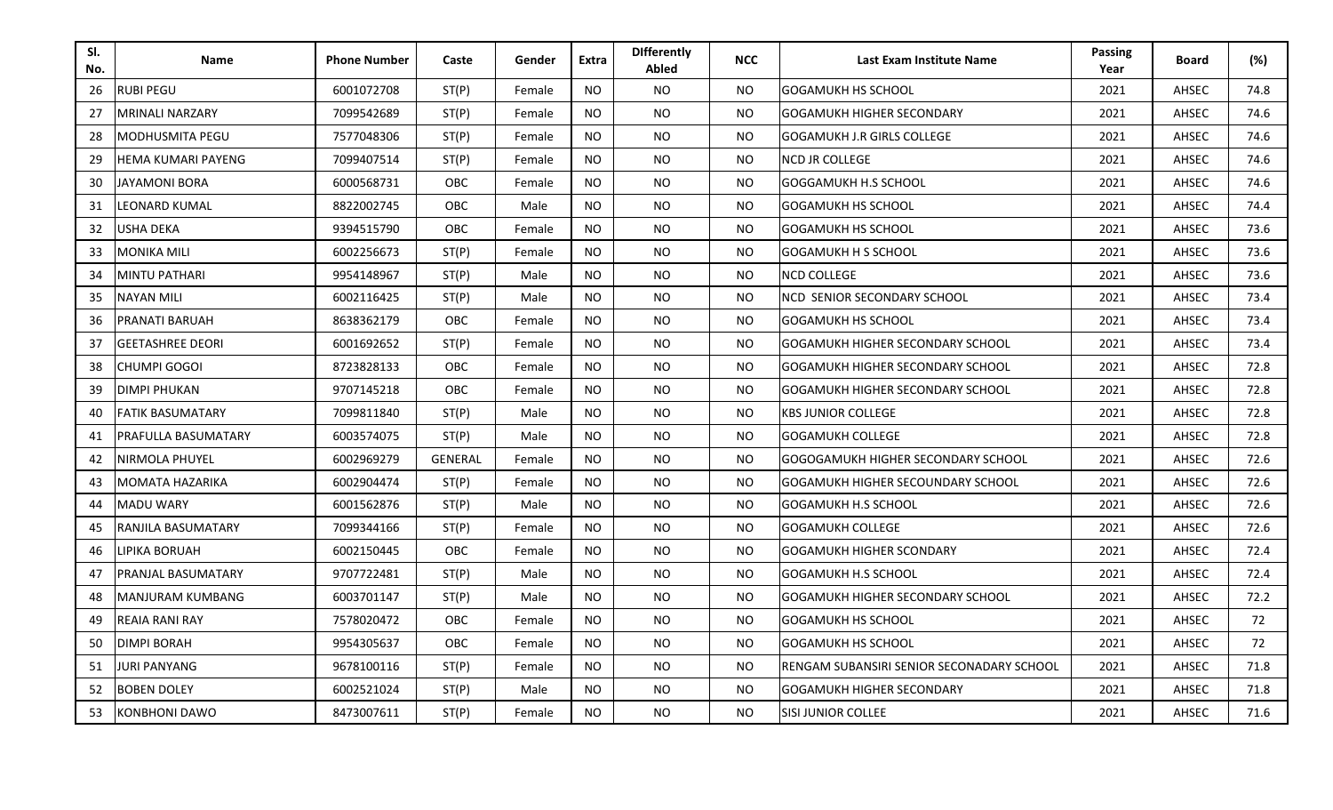| Sl. No. | Name | Phone Number | Caste | Gender | Extra | DIfferently Abled | NCC | Last Exam Institute Name | Passing Year | Board | (%) |
|---|---|---|---|---|---|---|---|---|---|---|---|
| 26 | RUBI PEGU | 6001072708 | ST(P) | Female | NO | NO | NO | GOGAMUKH HS SCHOOL | 2021 | AHSEC | 74.8 |
| 27 | MRINALI NARZARY | 7099542689 | ST(P) | Female | NO | NO | NO | GOGAMUKH HIGHER SECONDARY | 2021 | AHSEC | 74.6 |
| 28 | MODHUSMITA PEGU | 7577048306 | ST(P) | Female | NO | NO | NO | GOGAMUKH J.R GIRLS COLLEGE | 2021 | AHSEC | 74.6 |
| 29 | HEMA KUMARI PAYENG | 7099407514 | ST(P) | Female | NO | NO | NO | NCD JR COLLEGE | 2021 | AHSEC | 74.6 |
| 30 | JAYAMONI BORA | 6000568731 | OBC | Female | NO | NO | NO | GOGGAMUKH H.S SCHOOL | 2021 | AHSEC | 74.6 |
| 31 | LEONARD KUMAL | 8822002745 | OBC | Male | NO | NO | NO | GOGAMUKH HS SCHOOL | 2021 | AHSEC | 74.4 |
| 32 | USHA DEKA | 9394515790 | OBC | Female | NO | NO | NO | GOGAMUKH HS SCHOOL | 2021 | AHSEC | 73.6 |
| 33 | MONIKA MILI | 6002256673 | ST(P) | Female | NO | NO | NO | GOGAMUKH H S SCHOOL | 2021 | AHSEC | 73.6 |
| 34 | MINTU PATHARI | 9954148967 | ST(P) | Male | NO | NO | NO | NCD COLLEGE | 2021 | AHSEC | 73.6 |
| 35 | NAYAN MILI | 6002116425 | ST(P) | Male | NO | NO | NO | NCD SENIOR SECONDARY SCHOOL | 2021 | AHSEC | 73.4 |
| 36 | PRANATI BARUAH | 8638362179 | OBC | Female | NO | NO | NO | GOGAMUKH HS SCHOOL | 2021 | AHSEC | 73.4 |
| 37 | GEETASHREE DEORI | 6001692652 | ST(P) | Female | NO | NO | NO | GOGAMUKH HIGHER SECONDARY SCHOOL | 2021 | AHSEC | 73.4 |
| 38 | CHUMPI GOGOI | 8723828133 | OBC | Female | NO | NO | NO | GOGAMUKH HIGHER SECONDARY SCHOOL | 2021 | AHSEC | 72.8 |
| 39 | DIMPI PHUKAN | 9707145218 | OBC | Female | NO | NO | NO | GOGAMUKH HIGHER SECONDARY SCHOOL | 2021 | AHSEC | 72.8 |
| 40 | FATIK BASUMATARY | 7099811840 | ST(P) | Male | NO | NO | NO | KBS JUNIOR COLLEGE | 2021 | AHSEC | 72.8 |
| 41 | PRAFULLA BASUMATARY | 6003574075 | ST(P) | Male | NO | NO | NO | GOGAMUKH COLLEGE | 2021 | AHSEC | 72.8 |
| 42 | NIRMOLA PHUYEL | 6002969279 | GENERAL | Female | NO | NO | NO | GOGOGAMUKH HIGHER SECONDARY SCHOOL | 2021 | AHSEC | 72.6 |
| 43 | MOMATA HAZARIKA | 6002904474 | ST(P) | Female | NO | NO | NO | GOGAMUKH HIGHER SECOUNDARY SCHOOL | 2021 | AHSEC | 72.6 |
| 44 | MADU WARY | 6001562876 | ST(P) | Male | NO | NO | NO | GOGAMUKH H.S SCHOOL | 2021 | AHSEC | 72.6 |
| 45 | RANJILA BASUMATARY | 7099344166 | ST(P) | Female | NO | NO | NO | GOGAMUKH COLLEGE | 2021 | AHSEC | 72.6 |
| 46 | LIPIKA BORUAH | 6002150445 | OBC | Female | NO | NO | NO | GOGAMUKH HIGHER SCONDARY | 2021 | AHSEC | 72.4 |
| 47 | PRANJAL BASUMATARY | 9707722481 | ST(P) | Male | NO | NO | NO | GOGAMUKH H.S SCHOOL | 2021 | AHSEC | 72.4 |
| 48 | MANJURAM KUMBANG | 6003701147 | ST(P) | Male | NO | NO | NO | GOGAMUKH HIGHER SECONDARY SCHOOL | 2021 | AHSEC | 72.2 |
| 49 | REAIA RANI RAY | 7578020472 | OBC | Female | NO | NO | NO | GOGAMUKH HS SCHOOL | 2021 | AHSEC | 72 |
| 50 | DIMPI BORAH | 9954305637 | OBC | Female | NO | NO | NO | GOGAMUKH HS SCHOOL | 2021 | AHSEC | 72 |
| 51 | JURI PANYANG | 9678100116 | ST(P) | Female | NO | NO | NO | RENGAM SUBANSIRI SENIOR SECONADARY SCHOOL | 2021 | AHSEC | 71.8 |
| 52 | BOBEN DOLEY | 6002521024 | ST(P) | Male | NO | NO | NO | GOGAMUKH HIGHER SECONDARY | 2021 | AHSEC | 71.8 |
| 53 | KONBHONI DAWO | 8473007611 | ST(P) | Female | NO | NO | NO | SISI JUNIOR COLLEE | 2021 | AHSEC | 71.6 |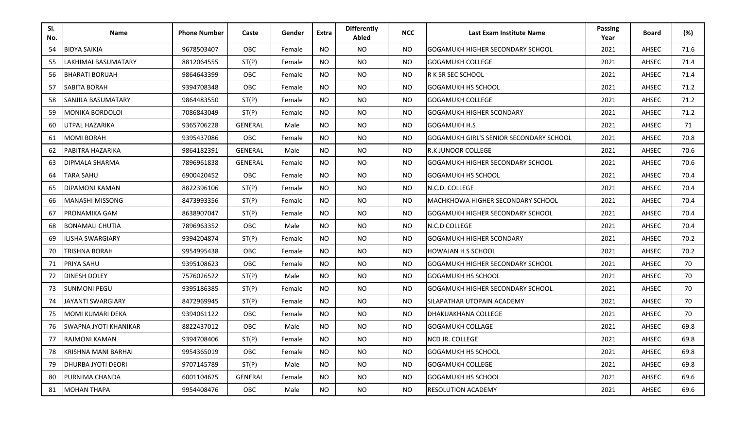| Sl. No. | Name | Phone Number | Caste | Gender | Extra | DIfferently Abled | NCC | Last Exam Institute Name | Passing Year | Board | (%) |
|---|---|---|---|---|---|---|---|---|---|---|---|
| 54 | BIDYA SAIKIA | 9678503407 | OBC | Female | NO | NO | NO | GOGAMUKH HIGHER SECONDARY SCHOOL | 2021 | AHSEC | 71.6 |
| 55 | LAKHIMAI BASUMATARY | 8812064555 | ST(P) | Female | NO | NO | NO | GOGAMUKH COLLEGE | 2021 | AHSEC | 71.4 |
| 56 | BHARATI BORUAH | 9864643399 | OBC | Female | NO | NO | NO | R K SR SEC SCHOOL | 2021 | AHSEC | 71.4 |
| 57 | SABITA BORAH | 9394708348 | OBC | Female | NO | NO | NO | GOGAMUKH HS SCHOOL | 2021 | AHSEC | 71.2 |
| 58 | SANJILA BASUMATARY | 9864483550 | ST(P) | Female | NO | NO | NO | GOGAMUKH COLLEGE | 2021 | AHSEC | 71.2 |
| 59 | MONIKA BORDOLOI | 7086843049 | ST(P) | Female | NO | NO | NO | GOGAMUKH HIGHER SCONDARY | 2021 | AHSEC | 71.2 |
| 60 | UTPAL HAZARIKA | 9365706228 | GENERAL | Male | NO | NO | NO | GOGAMUKH H.S | 2021 | AHSEC | 71 |
| 61 | MOMI BORAH | 9395437086 | OBC | Female | NO | NO | NO | GOGAMUKH GIRL'S SENIOR SECONDARY SCHOOL | 2021 | AHSEC | 70.8 |
| 62 | PABITRA HAZARIKA | 9864182391 | GENERAL | Male | NO | NO | NO | R.K JUNOOR COLLEGE | 2021 | AHSEC | 70.6 |
| 63 | DIPMALA SHARMA | 7896961838 | GENERAL | Female | NO | NO | NO | GOGAMUKH HIGHER SECONDARY SCHOOL | 2021 | AHSEC | 70.6 |
| 64 | TARA SAHU | 6900420452 | OBC | Female | NO | NO | NO | GOGAMUKH HS SCHOOL | 2021 | AHSEC | 70.4 |
| 65 | DIPAMONI KAMAN | 8822396106 | ST(P) | Female | NO | NO | NO | N.C.D. COLLEGE | 2021 | AHSEC | 70.4 |
| 66 | MANASHI MISSONG | 8473993356 | ST(P) | Female | NO | NO | NO | MACHKHOWA HIGHER SECONDARY SCHOOL | 2021 | AHSEC | 70.4 |
| 67 | PRONAMIKA GAM | 8638907047 | ST(P) | Female | NO | NO | NO | GOGAMUKH HIGHER SECONDARY SCHOOL | 2021 | AHSEC | 70.4 |
| 68 | BONAMALI CHUTIA | 7896963352 | OBC | Male | NO | NO | NO | N.C.D COLLEGE | 2021 | AHSEC | 70.4 |
| 69 | ILISHA SWARGIARY | 9394204874 | ST(P) | Female | NO | NO | NO | GOGAMUKH HIGHER SCONDARY | 2021 | AHSEC | 70.2 |
| 70 | TRISHNA BORAH | 9954995438 | OBC | Female | NO | NO | NO | HOWAJAN H S SCHOOL | 2021 | AHSEC | 70.2 |
| 71 | PRIYA SAHU | 9395108623 | OBC | Female | NO | NO | NO | GOGAMUKH HIGHER SECONDARY SCHOOL | 2021 | AHSEC | 70 |
| 72 | DINESH DOLEY | 7576026522 | ST(P) | Male | NO | NO | NO | GOGAMUKH HS SCHOOL | 2021 | AHSEC | 70 |
| 73 | SUNMONI PEGU | 9395186385 | ST(P) | Female | NO | NO | NO | GOGAMUKH HIGHER SECONDARY SCHOOL | 2021 | AHSEC | 70 |
| 74 | JAYANTI SWARGIARY | 8472969945 | ST(P) | Female | NO | NO | NO | SILAPATHAR UTOPAIN ACADEMY | 2021 | AHSEC | 70 |
| 75 | MOMI KUMARI DEKA | 9394061122 | OBC | Female | NO | NO | NO | DHAKUAKHANA COLLEGE | 2021 | AHSEC | 70 |
| 76 | SWAPNA JYOTI KHANIKAR | 8822437012 | OBC | Male | NO | NO | NO | GOGAMUKH COLLAGE | 2021 | AHSEC | 69.8 |
| 77 | RAJMONI KAMAN | 9394708406 | ST(P) | Female | NO | NO | NO | NCD JR. COLLEGE | 2021 | AHSEC | 69.8 |
| 78 | KRISHNA MANI BARHAI | 9954365019 | OBC | Female | NO | NO | NO | GOGAMUKH HS SCHOOL | 2021 | AHSEC | 69.8 |
| 79 | DHURBA JYOTI DEORI | 9707145789 | ST(P) | Male | NO | NO | NO | GOGAMUKH COLLEGE | 2021 | AHSEC | 69.8 |
| 80 | PURNIMA CHANDA | 6001104625 | GENERAL | Female | NO | NO | NO | GOGAMUKH HS SCHOOL | 2021 | AHSEC | 69.6 |
| 81 | MOHAN THAPA | 9954408476 | OBC | Male | NO | NO | NO | RESOLUTION ACADEMY | 2021 | AHSEC | 69.6 |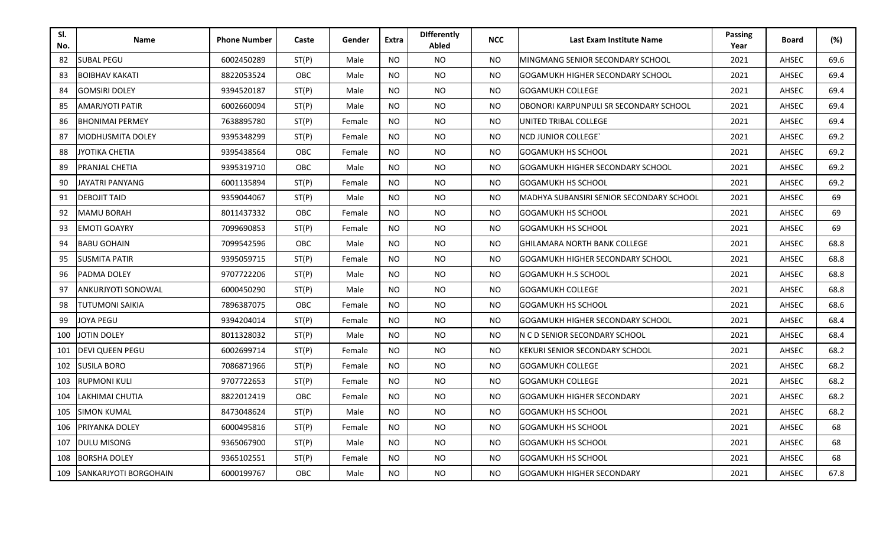| Sl. No. | Name | Phone Number | Caste | Gender | Extra | DIfferently Abled | NCC | Last Exam Institute Name | Passing Year | Board | (%) |
|---|---|---|---|---|---|---|---|---|---|---|---|
| 82 | SUBAL PEGU | 6002450289 | ST(P) | Male | NO | NO | NO | MINGMANG SENIOR SECONDARY SCHOOL | 2021 | AHSEC | 69.6 |
| 83 | BOIBHAV KAKATI | 8822053524 | OBC | Male | NO | NO | NO | GOGAMUKH HIGHER SECONDARY SCHOOL | 2021 | AHSEC | 69.4 |
| 84 | GOMSIRI DOLEY | 9394520187 | ST(P) | Male | NO | NO | NO | GOGAMUKH COLLEGE | 2021 | AHSEC | 69.4 |
| 85 | AMARJYOTI PATIR | 6002660094 | ST(P) | Male | NO | NO | NO | OBONORI KARPUNPULI SR SECONDARY SCHOOL | 2021 | AHSEC | 69.4 |
| 86 | BHONIMAI PERMEY | 7638895780 | ST(P) | Female | NO | NO | NO | UNITED TRIBAL COLLEGE | 2021 | AHSEC | 69.4 |
| 87 | MODHUSMITA DOLEY | 9395348299 | ST(P) | Female | NO | NO | NO | NCD JUNIOR COLLEGE` | 2021 | AHSEC | 69.2 |
| 88 | JYOTIKA CHETIA | 9395438564 | OBC | Female | NO | NO | NO | GOGAMUKH HS SCHOOL | 2021 | AHSEC | 69.2 |
| 89 | PRANJAL CHETIA | 9395319710 | OBC | Male | NO | NO | NO | GOGAMUKH HIGHER SECONDARY SCHOOL | 2021 | AHSEC | 69.2 |
| 90 | JAYATRI PANYANG | 6001135894 | ST(P) | Female | NO | NO | NO | GOGAMUKH HS SCHOOL | 2021 | AHSEC | 69.2 |
| 91 | DEBOJIT TAID | 9359044067 | ST(P) | Male | NO | NO | NO | MADHYA SUBANSIRI SENIOR SECONDARY SCHOOL | 2021 | AHSEC | 69 |
| 92 | MAMU BORAH | 8011437332 | OBC | Female | NO | NO | NO | GOGAMUKH HS SCHOOL | 2021 | AHSEC | 69 |
| 93 | EMOTI GOAYRY | 7099690853 | ST(P) | Female | NO | NO | NO | GOGAMUKH HS SCHOOL | 2021 | AHSEC | 69 |
| 94 | BABU GOHAIN | 7099542596 | OBC | Male | NO | NO | NO | GHILAMARA NORTH BANK COLLEGE | 2021 | AHSEC | 68.8 |
| 95 | SUSMITA PATIR | 9395059715 | ST(P) | Female | NO | NO | NO | GOGAMUKH HIGHER SECONDARY SCHOOL | 2021 | AHSEC | 68.8 |
| 96 | PADMA DOLEY | 9707722206 | ST(P) | Male | NO | NO | NO | GOGAMUKH H.S SCHOOL | 2021 | AHSEC | 68.8 |
| 97 | ANKURJYOTI SONOWAL | 6000450290 | ST(P) | Male | NO | NO | NO | GOGAMUKH COLLEGE | 2021 | AHSEC | 68.8 |
| 98 | TUTUMONI SAIKIA | 7896387075 | OBC | Female | NO | NO | NO | GOGAMUKH HS SCHOOL | 2021 | AHSEC | 68.6 |
| 99 | JOYA PEGU | 9394204014 | ST(P) | Female | NO | NO | NO | GOGAMUKH HIGHER SECONDARY SCHOOL | 2021 | AHSEC | 68.4 |
| 100 | JOTIN DOLEY | 8011328032 | ST(P) | Male | NO | NO | NO | N C D SENIOR SECONDARY SCHOOL | 2021 | AHSEC | 68.4 |
| 101 | DEVI QUEEN PEGU | 6002699714 | ST(P) | Female | NO | NO | NO | KEKURI SENIOR SECONDARY SCHOOL | 2021 | AHSEC | 68.2 |
| 102 | SUSILA BORO | 7086871966 | ST(P) | Female | NO | NO | NO | GOGAMUKH COLLEGE | 2021 | AHSEC | 68.2 |
| 103 | RUPMONI KULI | 9707722653 | ST(P) | Female | NO | NO | NO | GOGAMUKH COLLEGE | 2021 | AHSEC | 68.2 |
| 104 | LAKHIMAI CHUTIA | 8822012419 | OBC | Female | NO | NO | NO | GOGAMUKH HIGHER SECONDARY | 2021 | AHSEC | 68.2 |
| 105 | SIMON KUMAL | 8473048624 | ST(P) | Male | NO | NO | NO | GOGAMUKH HS SCHOOL | 2021 | AHSEC | 68.2 |
| 106 | PRIYANKA DOLEY | 6000495816 | ST(P) | Female | NO | NO | NO | GOGAMUKH HS SCHOOL | 2021 | AHSEC | 68 |
| 107 | DULU MISONG | 9365067900 | ST(P) | Male | NO | NO | NO | GOGAMUKH HS SCHOOL | 2021 | AHSEC | 68 |
| 108 | BORSHA DOLEY | 9365102551 | ST(P) | Female | NO | NO | NO | GOGAMUKH HS SCHOOL | 2021 | AHSEC | 68 |
| 109 | SANKARJYOTI BORGOHAIN | 6000199767 | OBC | Male | NO | NO | NO | GOGAMUKH HIGHER SECONDARY | 2021 | AHSEC | 67.8 |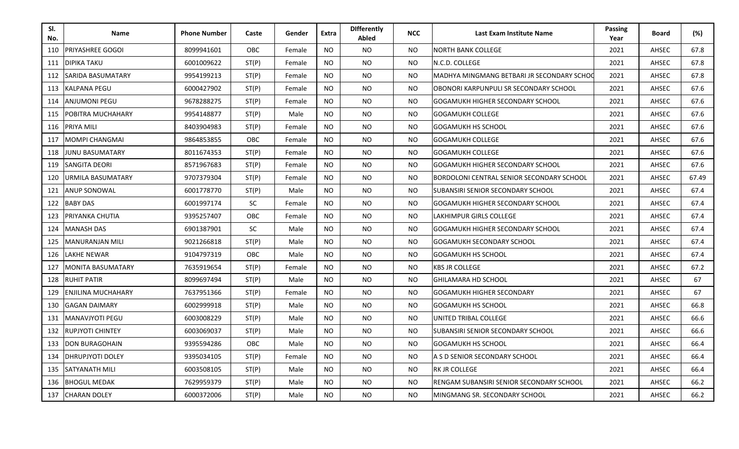| Sl. No. | Name | Phone Number | Caste | Gender | Extra | DIfferently Abled | NCC | Last Exam Institute Name | Passing Year | Board | (%) |
|---|---|---|---|---|---|---|---|---|---|---|---|
| 110 | PRIYASHREE GOGOI | 8099941601 | OBC | Female | NO | NO | NO | NORTH BANK COLLEGE | 2021 | AHSEC | 67.8 |
| 111 | DIPIKA TAKU | 6001009622 | ST(P) | Female | NO | NO | NO | N.C.D. COLLEGE | 2021 | AHSEC | 67.8 |
| 112 | SARIDA BASUMATARY | 9954199213 | ST(P) | Female | NO | NO | NO | MADHYA MINGMANG BETBARI JR SECONDARY SCHOO | 2021 | AHSEC | 67.8 |
| 113 | KALPANA PEGU | 6000427902 | ST(P) | Female | NO | NO | NO | OBONORI KARPUNPULI SR SECONDARY SCHOOL | 2021 | AHSEC | 67.6 |
| 114 | ANJUMONI PEGU | 9678288275 | ST(P) | Female | NO | NO | NO | GOGAMUKH HIGHER SECONDARY SCHOOL | 2021 | AHSEC | 67.6 |
| 115 | POBITRA MUCHAHARY | 9954148877 | ST(P) | Male | NO | NO | NO | GOGAMUKH COLLEGE | 2021 | AHSEC | 67.6 |
| 116 | PRIYA MILI | 8403904983 | ST(P) | Female | NO | NO | NO | GOGAMUKH HS SCHOOL | 2021 | AHSEC | 67.6 |
| 117 | MOMPI CHANGMAI | 9864853855 | OBC | Female | NO | NO | NO | GOGAMUKH COLLEGE | 2021 | AHSEC | 67.6 |
| 118 | JUNU BASUMATARY | 8011674353 | ST(P) | Female | NO | NO | NO | GOGAMUKH COLLEGE | 2021 | AHSEC | 67.6 |
| 119 | SANGITA DEORI | 8571967683 | ST(P) | Female | NO | NO | NO | GOGAMUKH HIGHER SECONDARY SCHOOL | 2021 | AHSEC | 67.6 |
| 120 | URMILA BASUMATARY | 9707379304 | ST(P) | Female | NO | NO | NO | BORDOLONI CENTRAL SENIOR SECONDARY SCHOOL | 2021 | AHSEC | 67.49 |
| 121 | ANUP SONOWAL | 6001778770 | ST(P) | Male | NO | NO | NO | SUBANSIRI SENIOR SECONDARY SCHOOL | 2021 | AHSEC | 67.4 |
| 122 | BABY DAS | 6001997174 | SC | Female | NO | NO | NO | GOGAMUKH HIGHER SECONDARY SCHOOL | 2021 | AHSEC | 67.4 |
| 123 | PRIYANKA CHUTIA | 9395257407 | OBC | Female | NO | NO | NO | LAKHIMPUR GIRLS COLLEGE | 2021 | AHSEC | 67.4 |
| 124 | MANASH DAS | 6901387901 | SC | Male | NO | NO | NO | GOGAMUKH HIGHER SECONDARY SCHOOL | 2021 | AHSEC | 67.4 |
| 125 | MANURANJAN MILI | 9021266818 | ST(P) | Male | NO | NO | NO | GOGAMUKH SECONDARY SCHOOL | 2021 | AHSEC | 67.4 |
| 126 | LAKHE NEWAR | 9104797319 | OBC | Male | NO | NO | NO | GOGAMUKH HS SCHOOL | 2021 | AHSEC | 67.4 |
| 127 | MONITA BASUMATARY | 7635919654 | ST(P) | Female | NO | NO | NO | KBS JR COLLEGE | 2021 | AHSEC | 67.2 |
| 128 | RUHIT PATIR | 8099697494 | ST(P) | Male | NO | NO | NO | GHILAMARA HD SCHOOL | 2021 | AHSEC | 67 |
| 129 | ENJILINA MUCHAHARY | 7637951366 | ST(P) | Female | NO | NO | NO | GOGAMUKH HIGHER SECONDARY | 2021 | AHSEC | 67 |
| 130 | GAGAN DAIMARY | 6002999918 | ST(P) | Male | NO | NO | NO | GOGAMUKH HS SCHOOL | 2021 | AHSEC | 66.8 |
| 131 | MANAVJYOTI PEGU | 6003008229 | ST(P) | Male | NO | NO | NO | UNITED TRIBAL COLLEGE | 2021 | AHSEC | 66.6 |
| 132 | RUPJYOTI CHINTEY | 6003069037 | ST(P) | Male | NO | NO | NO | SUBANSIRI SENIOR SECONDARY SCHOOL | 2021 | AHSEC | 66.6 |
| 133 | DON BURAGOHAIN | 9395594286 | OBC | Male | NO | NO | NO | GOGAMUKH HS SCHOOL | 2021 | AHSEC | 66.4 |
| 134 | DHRUPJYOTI DOLEY | 9395034105 | ST(P) | Female | NO | NO | NO | A S D SENIOR SECONDARY SCHOOL | 2021 | AHSEC | 66.4 |
| 135 | SATYANATH MILI | 6003508105 | ST(P) | Male | NO | NO | NO | RK JR COLLEGE | 2021 | AHSEC | 66.4 |
| 136 | BHOGUL MEDAK | 7629959379 | ST(P) | Male | NO | NO | NO | RENGAM SUBANSIRI SENIOR SECONDARY SCHOOL | 2021 | AHSEC | 66.2 |
| 137 | CHARAN DOLEY | 6000372006 | ST(P) | Male | NO | NO | NO | MINGMANG SR. SECONDARY SCHOOL | 2021 | AHSEC | 66.2 |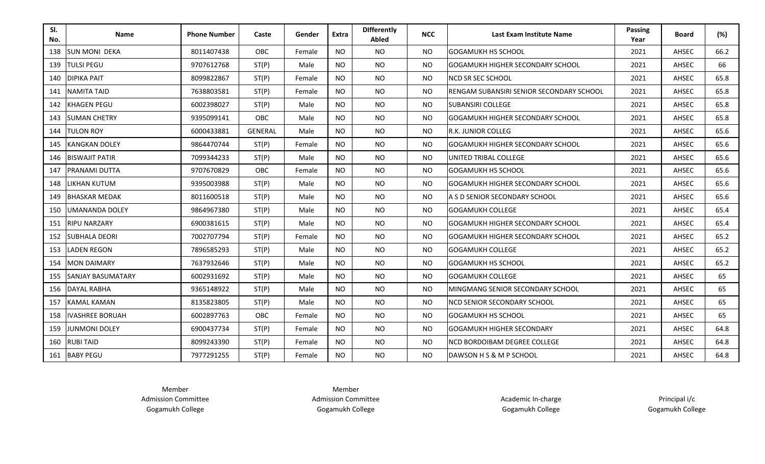| Sl. No. | Name | Phone Number | Caste | Gender | Extra | DIfferently Abled | NCC | Last Exam Institute Name | Passing Year | Board | (%) |
|---|---|---|---|---|---|---|---|---|---|---|---|
| 138 | SUN MONI DEKA | 8011407438 | OBC | Female | NO | NO | NO | GOGAMUKH HS SCHOOL | 2021 | AHSEC | 66.2 |
| 139 | TULSI PEGU | 9707612768 | ST(P) | Male | NO | NO | NO | GOGAMUKH HIGHER SECONDARY SCHOOL | 2021 | AHSEC | 66 |
| 140 | DIPIKA PAIT | 8099822867 | ST(P) | Female | NO | NO | NO | NCD SR SEC SCHOOL | 2021 | AHSEC | 65.8 |
| 141 | NAMITA TAID | 7638803581 | ST(P) | Female | NO | NO | NO | RENGAM SUBANSIRI SENIOR SECONDARY SCHOOL | 2021 | AHSEC | 65.8 |
| 142 | KHAGEN PEGU | 6002398027 | ST(P) | Male | NO | NO | NO | SUBANSIRI COLLEGE | 2021 | AHSEC | 65.8 |
| 143 | SUMAN CHETRY | 9395099141 | OBC | Male | NO | NO | NO | GOGAMUKH HIGHER SECONDARY SCHOOL | 2021 | AHSEC | 65.8 |
| 144 | TULON ROY | 6000433881 | GENERAL | Male | NO | NO | NO | R.K. JUNIOR COLLEG | 2021 | AHSEC | 65.6 |
| 145 | KANGKAN DOLEY | 9864470744 | ST(P) | Female | NO | NO | NO | GOGAMUKH HIGHER SECONDARY SCHOOL | 2021 | AHSEC | 65.6 |
| 146 | BISWAJIT PATIR | 7099344233 | ST(P) | Male | NO | NO | NO | UNITED TRIBAL COLLEGE | 2021 | AHSEC | 65.6 |
| 147 | PRANAMI DUTTA | 9707670829 | OBC | Female | NO | NO | NO | GOGAMUKH HS SCHOOL | 2021 | AHSEC | 65.6 |
| 148 | LIKHAN KUTUM | 9395003988 | ST(P) | Male | NO | NO | NO | GOGAMUKH HIGHER SECONDARY SCHOOL | 2021 | AHSEC | 65.6 |
| 149 | BHASKAR MEDAK | 8011600518 | ST(P) | Male | NO | NO | NO | A S D SENIOR SECONDARY SCHOOL | 2021 | AHSEC | 65.6 |
| 150 | UMANANDA DOLEY | 9864967380 | ST(P) | Male | NO | NO | NO | GOGAMUKH COLLEGE | 2021 | AHSEC | 65.4 |
| 151 | RIPU NARZARY | 6900381615 | ST(P) | Male | NO | NO | NO | GOGAMUKH HIGHER SECONDARY SCHOOL | 2021 | AHSEC | 65.4 |
| 152 | SUBHALA DEORI | 7002707794 | ST(P) | Female | NO | NO | NO | GOGAMUKH HIGHER SECONDARY SCHOOL | 2021 | AHSEC | 65.2 |
| 153 | LADEN REGON | 7896585293 | ST(P) | Male | NO | NO | NO | GOGAMUKH COLLEGE | 2021 | AHSEC | 65.2 |
| 154 | MON DAIMARY | 7637932646 | ST(P) | Male | NO | NO | NO | GOGAMUKH HS SCHOOL | 2021 | AHSEC | 65.2 |
| 155 | SANJAY BASUMATARY | 6002931692 | ST(P) | Male | NO | NO | NO | GOGAMUKH COLLEGE | 2021 | AHSEC | 65 |
| 156 | DAYAL RABHA | 9365148922 | ST(P) | Male | NO | NO | NO | MINGMANG SENIOR SECONDARY SCHOOL | 2021 | AHSEC | 65 |
| 157 | KAMAL KAMAN | 8135823805 | ST(P) | Male | NO | NO | NO | NCD SENIOR SECONDARY SCHOOL | 2021 | AHSEC | 65 |
| 158 | IVASHREE BORUAH | 6002897763 | OBC | Female | NO | NO | NO | GOGAMUKH HS SCHOOL | 2021 | AHSEC | 65 |
| 159 | JUNMONI DOLEY | 6900437734 | ST(P) | Female | NO | NO | NO | GOGAMUKH HIGHER SECONDARY | 2021 | AHSEC | 64.8 |
| 160 | RUBI TAID | 8099243390 | ST(P) | Female | NO | NO | NO | NCD BORDOIBAM DEGREE COLLEGE | 2021 | AHSEC | 64.8 |
| 161 | BABY PEGU | 7977291255 | ST(P) | Female | NO | NO | NO | DAWSON H S & M P SCHOOL | 2021 | AHSEC | 64.8 |

Member
Admission Committee
Gogamukh College

Member
Admission Committee
Gogamukh College

Academic In-charge
Gogamukh College

Principal i/c
Gogamukh College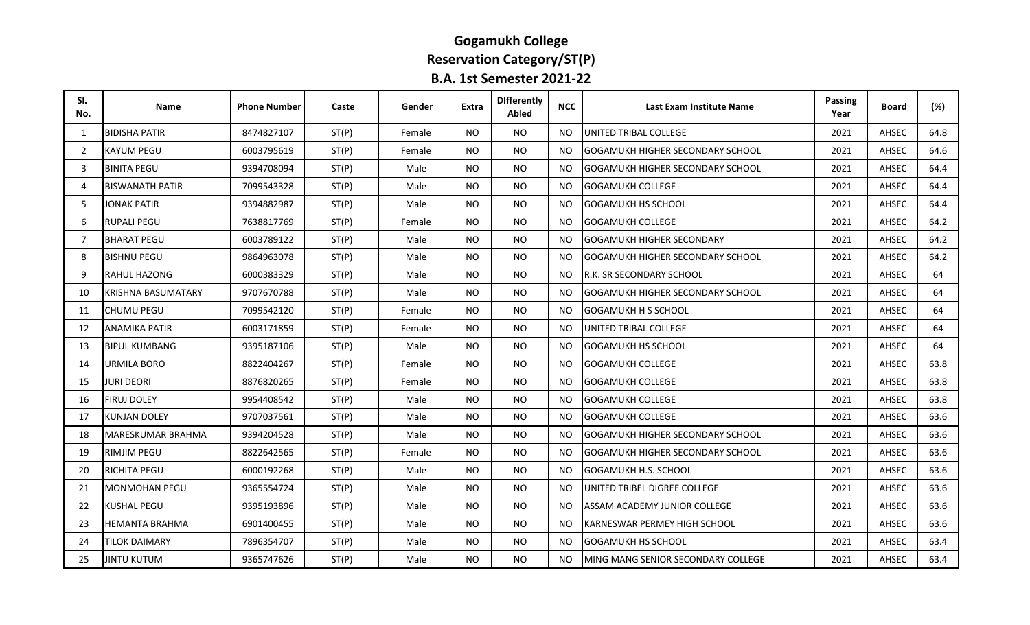# Gogamukh College

## Reservation Category/ST(P)

## B.A. 1st Semester 2021-22

| Sl. No. | Name | Phone Number | Caste | Gender | Extra | DIfferently Abled | NCC | Last Exam Institute Name | Passing Year | Board | (%) |
|---|---|---|---|---|---|---|---|---|---|---|---|
| 1 | BIDISHA PATIR | 8474827107 | ST(P) | Female | NO | NO | NO | UNITED TRIBAL COLLEGE | 2021 | AHSEC | 64.8 |
| 2 | KAYUM PEGU | 6003795619 | ST(P) | Female | NO | NO | NO | GOGAMUKH HIGHER SECONDARY SCHOOL | 2021 | AHSEC | 64.6 |
| 3 | BINITA PEGU | 9394708094 | ST(P) | Male | NO | NO | NO | GOGAMUKH HIGHER SECONDARY SCHOOL | 2021 | AHSEC | 64.4 |
| 4 | BISWANATH PATIR | 7099543328 | ST(P) | Male | NO | NO | NO | GOGAMUKH COLLEGE | 2021 | AHSEC | 64.4 |
| 5 | JONAK PATIR | 9394882987 | ST(P) | Male | NO | NO | NO | GOGAMUKH HS SCHOOL | 2021 | AHSEC | 64.4 |
| 6 | RUPALI PEGU | 7638817769 | ST(P) | Female | NO | NO | NO | GOGAMUKH COLLEGE | 2021 | AHSEC | 64.2 |
| 7 | BHARAT PEGU | 6003789122 | ST(P) | Male | NO | NO | NO | GOGAMUKH HIGHER SECONDARY | 2021 | AHSEC | 64.2 |
| 8 | BISHNU PEGU | 9864963078 | ST(P) | Male | NO | NO | NO | GOGAMUKH HIGHER SECONDARY SCHOOL | 2021 | AHSEC | 64.2 |
| 9 | RAHUL HAZONG | 6000383329 | ST(P) | Male | NO | NO | NO | R.K. SR SECONDARY SCHOOL | 2021 | AHSEC | 64 |
| 10 | KRISHNA BASUMATARY | 9707670788 | ST(P) | Male | NO | NO | NO | GOGAMUKH HIGHER SECONDARY SCHOOL | 2021 | AHSEC | 64 |
| 11 | CHUMU PEGU | 7099542120 | ST(P) | Female | NO | NO | NO | GOGAMUKH H S SCHOOL | 2021 | AHSEC | 64 |
| 12 | ANAMIKA PATIR | 6003171859 | ST(P) | Female | NO | NO | NO | UNITED TRIBAL COLLEGE | 2021 | AHSEC | 64 |
| 13 | BIPUL KUMBANG | 9395187106 | ST(P) | Male | NO | NO | NO | GOGAMUKH HS SCHOOL | 2021 | AHSEC | 64 |
| 14 | URMILA BORO | 8822404267 | ST(P) | Female | NO | NO | NO | GOGAMUKH COLLEGE | 2021 | AHSEC | 63.8 |
| 15 | JURI DEORI | 8876820265 | ST(P) | Female | NO | NO | NO | GOGAMUKH COLLEGE | 2021 | AHSEC | 63.8 |
| 16 | FIRUJ DOLEY | 9954408542 | ST(P) | Male | NO | NO | NO | GOGAMUKH COLLEGE | 2021 | AHSEC | 63.8 |
| 17 | KUNJAN DOLEY | 9707037561 | ST(P) | Male | NO | NO | NO | GOGAMUKH COLLEGE | 2021 | AHSEC | 63.6 |
| 18 | MARESKUMAR BRAHMA | 9394204528 | ST(P) | Male | NO | NO | NO | GOGAMUKH HIGHER SECONDARY SCHOOL | 2021 | AHSEC | 63.6 |
| 19 | RIMJIM PEGU | 8822642565 | ST(P) | Female | NO | NO | NO | GOGAMUKH HIGHER SECONDARY SCHOOL | 2021 | AHSEC | 63.6 |
| 20 | RICHITA PEGU | 6000192268 | ST(P) | Male | NO | NO | NO | GOGAMUKH H.S. SCHOOL | 2021 | AHSEC | 63.6 |
| 21 | MONMOHAN PEGU | 9365554724 | ST(P) | Male | NO | NO | NO | UNITED TRIBEL DIGREE COLLEGE | 2021 | AHSEC | 63.6 |
| 22 | KUSHAL PEGU | 9395193896 | ST(P) | Male | NO | NO | NO | ASSAM ACADEMY JUNIOR COLLEGE | 2021 | AHSEC | 63.6 |
| 23 | HEMANTA BRAHMA | 6901400455 | ST(P) | Male | NO | NO | NO | KARNESWAR PERMEY HIGH SCHOOL | 2021 | AHSEC | 63.6 |
| 24 | TILOK DAIMARY | 7896354707 | ST(P) | Male | NO | NO | NO | GOGAMUKH HS SCHOOL | 2021 | AHSEC | 63.4 |
| 25 | JINTU KUTUM | 9365747626 | ST(P) | Male | NO | NO | NO | MING MANG SENIOR SECONDARY COLLEGE | 2021 | AHSEC | 63.4 |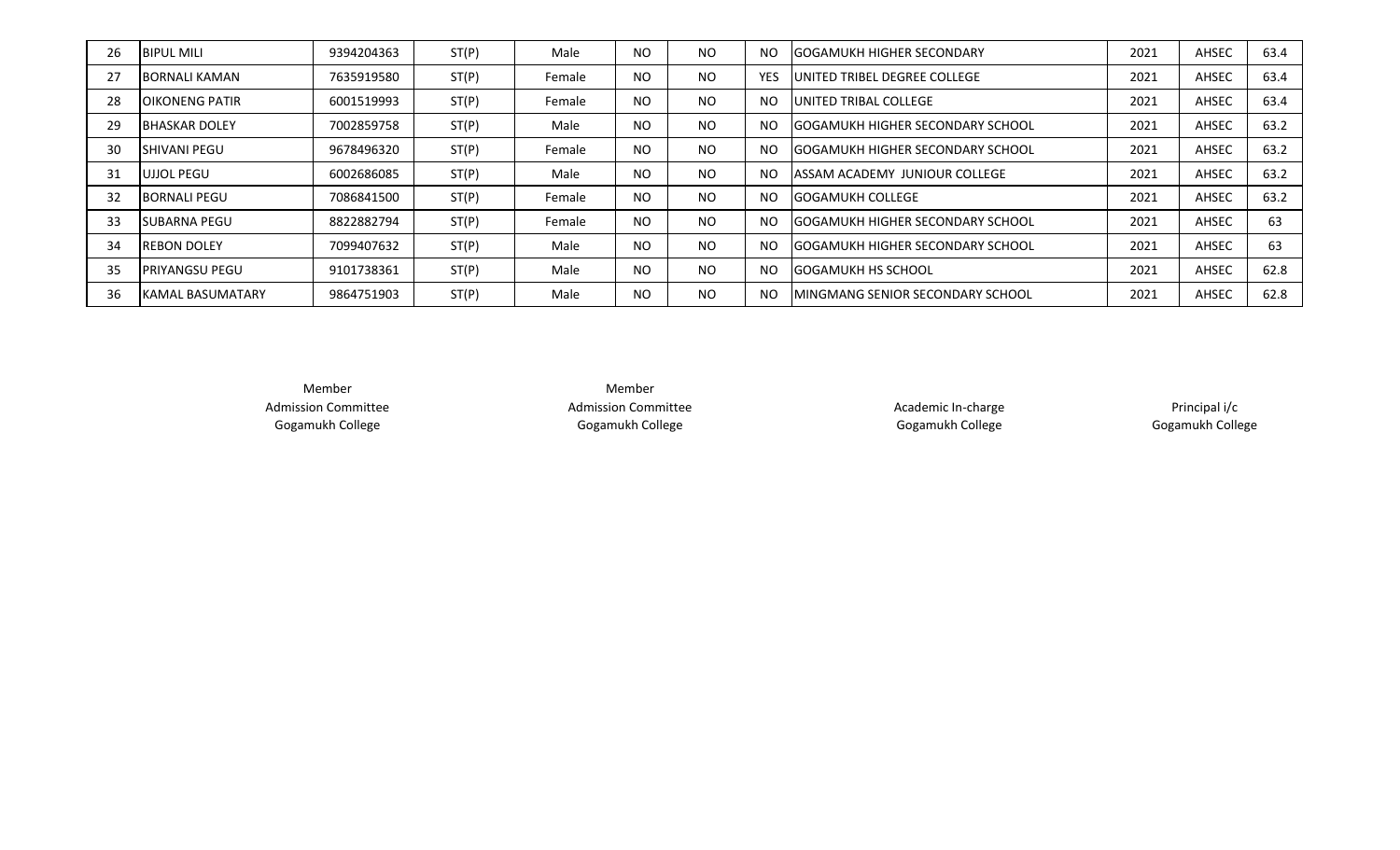| 26 | BIPUL MILI | 9394204363 | ST(P) | Male | NO | NO | NO | GOGAMUKH HIGHER SECONDARY | 2021 | AHSEC | 63.4 |
|---|---|---|---|---|---|---|---|---|---|---|---|
| 27 | BORNALI KAMAN | 7635919580 | ST(P) | Female | NO | NO | YES | UNITED TRIBEL DEGREE COLLEGE | 2021 | AHSEC | 63.4 |
| 28 | OIKONENG PATIR | 6001519993 | ST(P) | Female | NO | NO | NO | UNITED TRIBAL COLLEGE | 2021 | AHSEC | 63.4 |
| 29 | BHASKAR DOLEY | 7002859758 | ST(P) | Male | NO | NO | NO | GOGAMUKH HIGHER SECONDARY SCHOOL | 2021 | AHSEC | 63.2 |
| 30 | SHIVANI PEGU | 9678496320 | ST(P) | Female | NO | NO | NO | GOGAMUKH HIGHER SECONDARY SCHOOL | 2021 | AHSEC | 63.2 |
| 31 | UJJOL PEGU | 6002686085 | ST(P) | Male | NO | NO | NO | ASSAM ACADEMY JUNIOUR COLLEGE | 2021 | AHSEC | 63.2 |
| 32 | BORNALI PEGU | 7086841500 | ST(P) | Female | NO | NO | NO | GOGAMUKH COLLEGE | 2021 | AHSEC | 63.2 |
| 33 | SUBARNA PEGU | 8822882794 | ST(P) | Female | NO | NO | NO | GOGAMUKH HIGHER SECONDARY SCHOOL | 2021 | AHSEC | 63 |
| 34 | REBON DOLEY | 7099407632 | ST(P) | Male | NO | NO | NO | GOGAMUKH HIGHER SECONDARY SCHOOL | 2021 | AHSEC | 63 |
| 35 | PRIYANGSU PEGU | 9101738361 | ST(P) | Male | NO | NO | NO | GOGAMUKH HS SCHOOL | 2021 | AHSEC | 62.8 |
| 36 | KAMAL BASUMATARY | 9864751903 | ST(P) | Male | NO | NO | NO | MINGMANG SENIOR SECONDARY SCHOOL | 2021 | AHSEC | 62.8 |

Member
Admission Committee
Gogamukh College

Member
Admission Committee
Gogamukh College

Academic In-charge
Gogamukh College

Principal i/c
Gogamukh College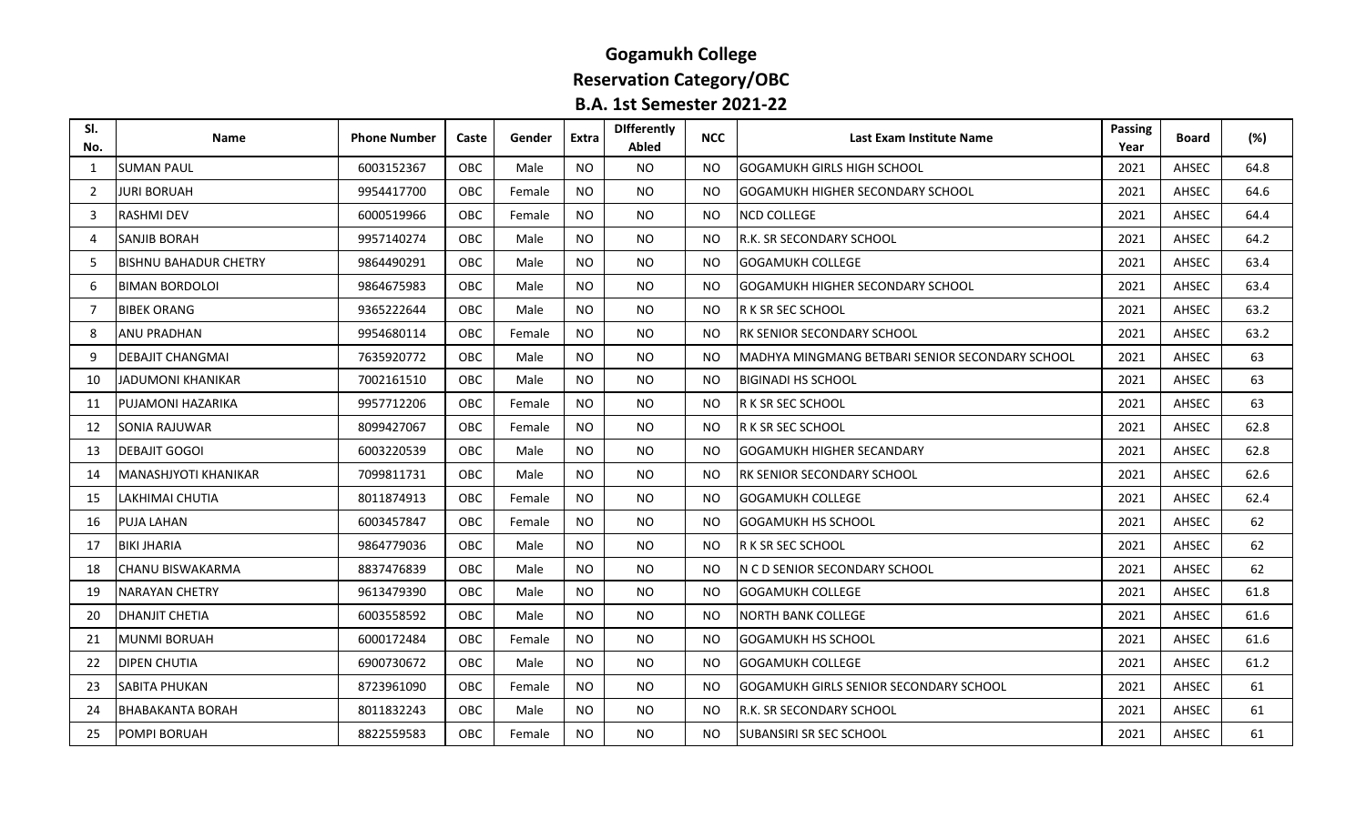# Gogamukh College

## Reservation Category/OBC

## B.A. 1st Semester 2021-22

| Sl. No. | Name | Phone Number | Caste | Gender | Extra | DIfferently Abled | NCC | Last Exam Institute Name | Passing Year | Board | (%) |
|---|---|---|---|---|---|---|---|---|---|---|---|
| 1 | SUMAN PAUL | 6003152367 | OBC | Male | NO | NO | NO | GOGAMUKH GIRLS HIGH SCHOOL | 2021 | AHSEC | 64.8 |
| 2 | JURI BORUAH | 9954417700 | OBC | Female | NO | NO | NO | GOGAMUKH HIGHER SECONDARY SCHOOL | 2021 | AHSEC | 64.6 |
| 3 | RASHMI DEV | 6000519966 | OBC | Female | NO | NO | NO | NCD COLLEGE | 2021 | AHSEC | 64.4 |
| 4 | SANJIB BORAH | 9957140274 | OBC | Male | NO | NO | NO | R.K. SR SECONDARY SCHOOL | 2021 | AHSEC | 64.2 |
| 5 | BISHNU BAHADUR CHETRY | 9864490291 | OBC | Male | NO | NO | NO | GOGAMUKH COLLEGE | 2021 | AHSEC | 63.4 |
| 6 | BIMAN BORDOLOI | 9864675983 | OBC | Male | NO | NO | NO | GOGAMUKH HIGHER SECONDARY SCHOOL | 2021 | AHSEC | 63.4 |
| 7 | BIBEK ORANG | 9365222644 | OBC | Male | NO | NO | NO | R K SR SEC SCHOOL | 2021 | AHSEC | 63.2 |
| 8 | ANU PRADHAN | 9954680114 | OBC | Female | NO | NO | NO | RK SENIOR SECONDARY SCHOOL | 2021 | AHSEC | 63.2 |
| 9 | DEBAJIT CHANGMAI | 7635920772 | OBC | Male | NO | NO | NO | MADHYA MINGMANG BETBARI SENIOR SECONDARY SCHOOL | 2021 | AHSEC | 63 |
| 10 | JADUMONI KHANIKAR | 7002161510 | OBC | Male | NO | NO | NO | BIGINADI HS SCHOOL | 2021 | AHSEC | 63 |
| 11 | PUJAMONI HAZARIKA | 9957712206 | OBC | Female | NO | NO | NO | R K SR SEC SCHOOL | 2021 | AHSEC | 63 |
| 12 | SONIA RAJUWAR | 8099427067 | OBC | Female | NO | NO | NO | R K SR SEC SCHOOL | 2021 | AHSEC | 62.8 |
| 13 | DEBAJIT GOGOI | 6003220539 | OBC | Male | NO | NO | NO | GOGAMUKH HIGHER SECANDARY | 2021 | AHSEC | 62.8 |
| 14 | MANASHJYOTI KHANIKAR | 7099811731 | OBC | Male | NO | NO | NO | RK SENIOR SECONDARY SCHOOL | 2021 | AHSEC | 62.6 |
| 15 | LAKHIMAI CHUTIA | 8011874913 | OBC | Female | NO | NO | NO | GOGAMUKH COLLEGE | 2021 | AHSEC | 62.4 |
| 16 | PUJA LAHAN | 6003457847 | OBC | Female | NO | NO | NO | GOGAMUKH HS SCHOOL | 2021 | AHSEC | 62 |
| 17 | BIKI JHARIA | 9864779036 | OBC | Male | NO | NO | NO | R K SR SEC SCHOOL | 2021 | AHSEC | 62 |
| 18 | CHANU BISWAKARMA | 8837476839 | OBC | Male | NO | NO | NO | N C D SENIOR SECONDARY SCHOOL | 2021 | AHSEC | 62 |
| 19 | NARAYAN CHETRY | 9613479390 | OBC | Male | NO | NO | NO | GOGAMUKH COLLEGE | 2021 | AHSEC | 61.8 |
| 20 | DHANJIT CHETIA | 6003558592 | OBC | Male | NO | NO | NO | NORTH BANK COLLEGE | 2021 | AHSEC | 61.6 |
| 21 | MUNMI BORUAH | 6000172484 | OBC | Female | NO | NO | NO | GOGAMUKH HS SCHOOL | 2021 | AHSEC | 61.6 |
| 22 | DIPEN CHUTIA | 6900730672 | OBC | Male | NO | NO | NO | GOGAMUKH COLLEGE | 2021 | AHSEC | 61.2 |
| 23 | SABITA PHUKAN | 8723961090 | OBC | Female | NO | NO | NO | GOGAMUKH GIRLS SENIOR SECONDARY SCHOOL | 2021 | AHSEC | 61 |
| 24 | BHABAKANTA BORAH | 8011832243 | OBC | Male | NO | NO | NO | R.K. SR SECONDARY SCHOOL | 2021 | AHSEC | 61 |
| 25 | POMPI BORUAH | 8822559583 | OBC | Female | NO | NO | NO | SUBANSIRI SR SEC SCHOOL | 2021 | AHSEC | 61 |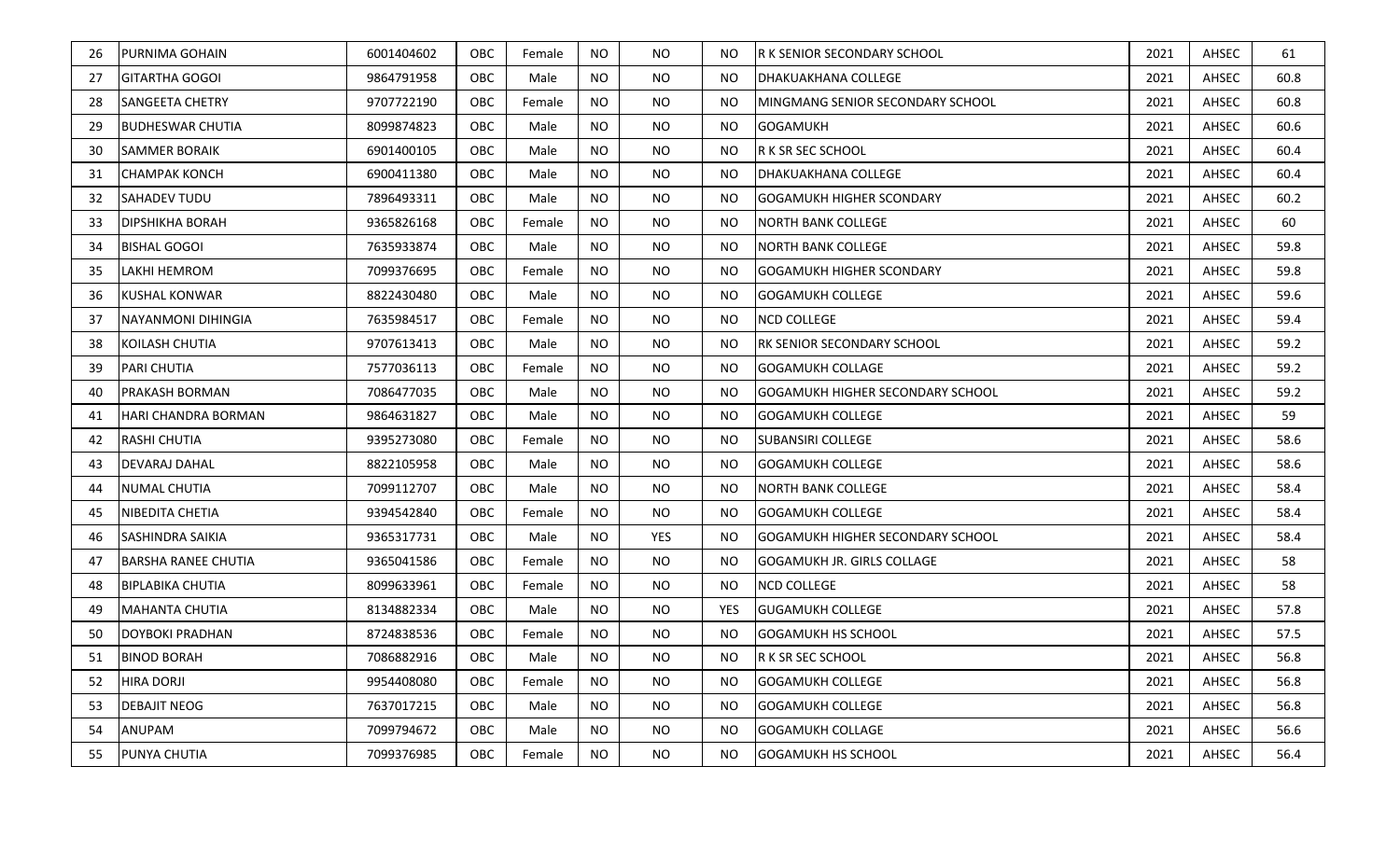| | | | | | | | | | | | |
|---|---|---|---|---|---|---|---|---|---|---|---|
| 26 | PURNIMA GOHAIN | 6001404602 | OBC | Female | NO | NO | NO | R K SENIOR SECONDARY SCHOOL | 2021 | AHSEC | 61 |
| 27 | GITARTHA GOGOI | 9864791958 | OBC | Male | NO | NO | NO | DHAKUAKHANA COLLEGE | 2021 | AHSEC | 60.8 |
| 28 | SANGEETA CHETRY | 9707722190 | OBC | Female | NO | NO | NO | MINGMANG SENIOR SECONDARY SCHOOL | 2021 | AHSEC | 60.8 |
| 29 | BUDHESWAR CHUTIA | 8099874823 | OBC | Male | NO | NO | NO | GOGAMUKH | 2021 | AHSEC | 60.6 |
| 30 | SAMMER BORAIK | 6901400105 | OBC | Male | NO | NO | NO | R K SR SEC SCHOOL | 2021 | AHSEC | 60.4 |
| 31 | CHAMPAK KONCH | 6900411380 | OBC | Male | NO | NO | NO | DHAKUAKHANA COLLEGE | 2021 | AHSEC | 60.4 |
| 32 | SAHADEV TUDU | 7896493311 | OBC | Male | NO | NO | NO | GOGAMUKH HIGHER SCONDARY | 2021 | AHSEC | 60.2 |
| 33 | DIPSHIKHA BORAH | 9365826168 | OBC | Female | NO | NO | NO | NORTH BANK COLLEGE | 2021 | AHSEC | 60 |
| 34 | BISHAL GOGOI | 7635933874 | OBC | Male | NO | NO | NO | NORTH BANK COLLEGE | 2021 | AHSEC | 59.8 |
| 35 | LAKHI HEMROM | 7099376695 | OBC | Female | NO | NO | NO | GOGAMUKH HIGHER SCONDARY | 2021 | AHSEC | 59.8 |
| 36 | KUSHAL KONWAR | 8822430480 | OBC | Male | NO | NO | NO | GOGAMUKH COLLEGE | 2021 | AHSEC | 59.6 |
| 37 | NAYANMONI DIHINGIA | 7635984517 | OBC | Female | NO | NO | NO | NCD COLLEGE | 2021 | AHSEC | 59.4 |
| 38 | KOILASH CHUTIA | 9707613413 | OBC | Male | NO | NO | NO | RK SENIOR SECONDARY SCHOOL | 2021 | AHSEC | 59.2 |
| 39 | PARI CHUTIA | 7577036113 | OBC | Female | NO | NO | NO | GOGAMUKH COLLAGE | 2021 | AHSEC | 59.2 |
| 40 | PRAKASH BORMAN | 7086477035 | OBC | Male | NO | NO | NO | GOGAMUKH HIGHER SECONDARY SCHOOL | 2021 | AHSEC | 59.2 |
| 41 | HARI CHANDRA BORMAN | 9864631827 | OBC | Male | NO | NO | NO | GOGAMUKH COLLEGE | 2021 | AHSEC | 59 |
| 42 | RASHI CHUTIA | 9395273080 | OBC | Female | NO | NO | NO | SUBANSIRI COLLEGE | 2021 | AHSEC | 58.6 |
| 43 | DEVARAJ DAHAL | 8822105958 | OBC | Male | NO | NO | NO | GOGAMUKH COLLEGE | 2021 | AHSEC | 58.6 |
| 44 | NUMAL CHUTIA | 7099112707 | OBC | Male | NO | NO | NO | NORTH BANK COLLEGE | 2021 | AHSEC | 58.4 |
| 45 | NIBEDITA CHETIA | 9394542840 | OBC | Female | NO | NO | NO | GOGAMUKH COLLEGE | 2021 | AHSEC | 58.4 |
| 46 | SASHINDRA SAIKIA | 9365317731 | OBC | Male | NO | YES | NO | GOGAMUKH HIGHER SECONDARY SCHOOL | 2021 | AHSEC | 58.4 |
| 47 | BARSHA RANEE CHUTIA | 9365041586 | OBC | Female | NO | NO | NO | GOGAMUKH JR. GIRLS COLLAGE | 2021 | AHSEC | 58 |
| 48 | BIPLABIKA CHUTIA | 8099633961 | OBC | Female | NO | NO | NO | NCD COLLEGE | 2021 | AHSEC | 58 |
| 49 | MAHANTA CHUTIA | 8134882334 | OBC | Male | NO | NO | YES | GUGAMUKH COLLEGE | 2021 | AHSEC | 57.8 |
| 50 | DOYBOKI PRADHAN | 8724838536 | OBC | Female | NO | NO | NO | GOGAMUKH HS SCHOOL | 2021 | AHSEC | 57.5 |
| 51 | BINOD BORAH | 7086882916 | OBC | Male | NO | NO | NO | R K SR SEC SCHOOL | 2021 | AHSEC | 56.8 |
| 52 | HIRA DORJI | 9954408080 | OBC | Female | NO | NO | NO | GOGAMUKH COLLEGE | 2021 | AHSEC | 56.8 |
| 53 | DEBAJIT NEOG | 7637017215 | OBC | Male | NO | NO | NO | GOGAMUKH COLLEGE | 2021 | AHSEC | 56.8 |
| 54 | ANUPAM | 7099794672 | OBC | Male | NO | NO | NO | GOGAMUKH COLLAGE | 2021 | AHSEC | 56.6 |
| 55 | PUNYA CHUTIA | 7099376985 | OBC | Female | NO | NO | NO | GOGAMUKH HS SCHOOL | 2021 | AHSEC | 56.4 |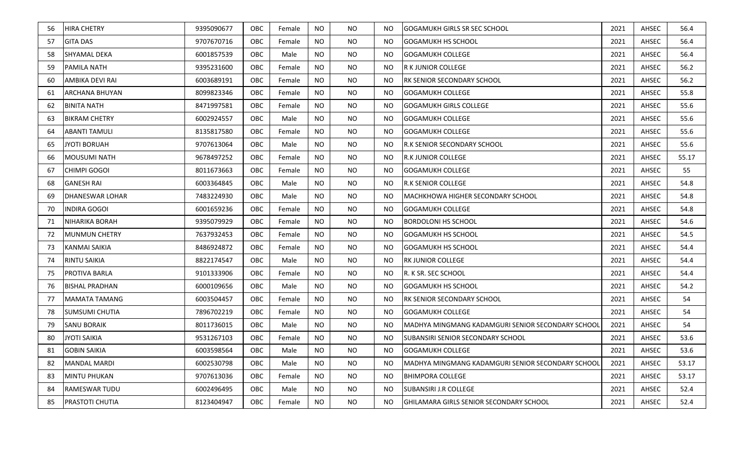| 56 | HIRA CHETRY | 9395090677 | OBC | Female | NO | NO | NO | GOGAMUKH GIRLS SR SEC SCHOOL | 2021 | AHSEC | 56.4 |
|---|---|---|---|---|---|---|---|---|---|---|---|
| 57 | GITA DAS | 9707670716 | OBC | Female | NO | NO | NO | GOGAMUKH HS SCHOOL | 2021 | AHSEC | 56.4 |
| 58 | SHYAMAL DEKA | 6001857539 | OBC | Male | NO | NO | NO | GOGAMUKH COLLEGE | 2021 | AHSEC | 56.4 |
| 59 | PAMILA NATH | 9395231600 | OBC | Female | NO | NO | NO | R K JUNIOR COLLEGE | 2021 | AHSEC | 56.2 |
| 60 | AMBIKA DEVI RAI | 6003689191 | OBC | Female | NO | NO | NO | RK SENIOR SECONDARY SCHOOL | 2021 | AHSEC | 56.2 |
| 61 | ARCHANA BHUYAN | 8099823346 | OBC | Female | NO | NO | NO | GOGAMUKH COLLEGE | 2021 | AHSEC | 55.8 |
| 62 | BINITA NATH | 8471997581 | OBC | Female | NO | NO | NO | GOGAMUKH GIRLS COLLEGE | 2021 | AHSEC | 55.6 |
| 63 | BIKRAM CHETRY | 6002924557 | OBC | Male | NO | NO | NO | GOGAMUKH COLLEGE | 2021 | AHSEC | 55.6 |
| 64 | ABANTI TAMULI | 8135817580 | OBC | Female | NO | NO | NO | GOGAMUKH COLLEGE | 2021 | AHSEC | 55.6 |
| 65 | JYOTI BORUAH | 9707613064 | OBC | Male | NO | NO | NO | R.K SENIOR SECONDARY SCHOOL | 2021 | AHSEC | 55.6 |
| 66 | MOUSUMI NATH | 9678497252 | OBC | Female | NO | NO | NO | R.K JUNIOR COLLEGE | 2021 | AHSEC | 55.17 |
| 67 | CHIMPI GOGOI | 8011673663 | OBC | Female | NO | NO | NO | GOGAMUKH COLLEGE | 2021 | AHSEC | 55 |
| 68 | GANESH RAI | 6003364845 | OBC | Male | NO | NO | NO | R.K SENIOR COLLEGE | 2021 | AHSEC | 54.8 |
| 69 | DHANESWAR LOHAR | 7483224930 | OBC | Male | NO | NO | NO | MACHKHOWA HIGHER SECONDARY SCHOOL | 2021 | AHSEC | 54.8 |
| 70 | INDIRA GOGOI | 6001659236 | OBC | Female | NO | NO | NO | GOGAMUKH COLLEGE | 2021 | AHSEC | 54.8 |
| 71 | NIHARIKA BORAH | 9395079929 | OBC | Female | NO | NO | NO | BORDOLONI HS SCHOOL | 2021 | AHSEC | 54.6 |
| 72 | MUNMUN CHETRY | 7637932453 | OBC | Female | NO | NO | NO | GOGAMUKH HS SCHOOL | 2021 | AHSEC | 54.5 |
| 73 | KANMAI SAIKIA | 8486924872 | OBC | Female | NO | NO | NO | GOGAMUKH HS SCHOOL | 2021 | AHSEC | 54.4 |
| 74 | RINTU SAIKIA | 8822174547 | OBC | Male | NO | NO | NO | RK JUNIOR COLLEGE | 2021 | AHSEC | 54.4 |
| 75 | PROTIVA BARLA | 9101333906 | OBC | Female | NO | NO | NO | R. K SR. SEC SCHOOL | 2021 | AHSEC | 54.4 |
| 76 | BISHAL PRADHAN | 6000109656 | OBC | Male | NO | NO | NO | GOGAMUKH HS SCHOOL | 2021 | AHSEC | 54.2 |
| 77 | MAMATA TAMANG | 6003504457 | OBC | Female | NO | NO | NO | RK SENIOR SECONDARY SCHOOL | 2021 | AHSEC | 54 |
| 78 | SUMSUMI CHUTIA | 7896702219 | OBC | Female | NO | NO | NO | GOGAMUKH COLLEGE | 2021 | AHSEC | 54 |
| 79 | SANU BORAIK | 8011736015 | OBC | Male | NO | NO | NO | MADHYA MINGMANG KADAMGURI SENIOR SECONDARY SCHOOL | 2021 | AHSEC | 54 |
| 80 | JYOTI SAIKIA | 9531267103 | OBC | Female | NO | NO | NO | SUBANSIRI SENIOR SECONDARY SCHOOL | 2021 | AHSEC | 53.6 |
| 81 | GOBIN SAIKIA | 6003598564 | OBC | Male | NO | NO | NO | GOGAMUKH COLLEGE | 2021 | AHSEC | 53.6 |
| 82 | MANDAL MARDI | 6002530798 | OBC | Male | NO | NO | NO | MADHYA MINGMANG KADAMGURI SENIOR SECONDARY SCHOOL | 2021 | AHSEC | 53.17 |
| 83 | MINTU PHUKAN | 9707613036 | OBC | Female | NO | NO | NO | BHIMPORA COLLEGE | 2021 | AHSEC | 53.17 |
| 84 | RAMESWAR TUDU | 6002496495 | OBC | Male | NO | NO | NO | SUBANSIRI J.R COLLEGE | 2021 | AHSEC | 52.4 |
| 85 | PRASTOTI CHUTIA | 8123404947 | OBC | Female | NO | NO | NO | GHILAMARA GIRLS SENIOR SECONDARY SCHOOL | 2021 | AHSEC | 52.4 |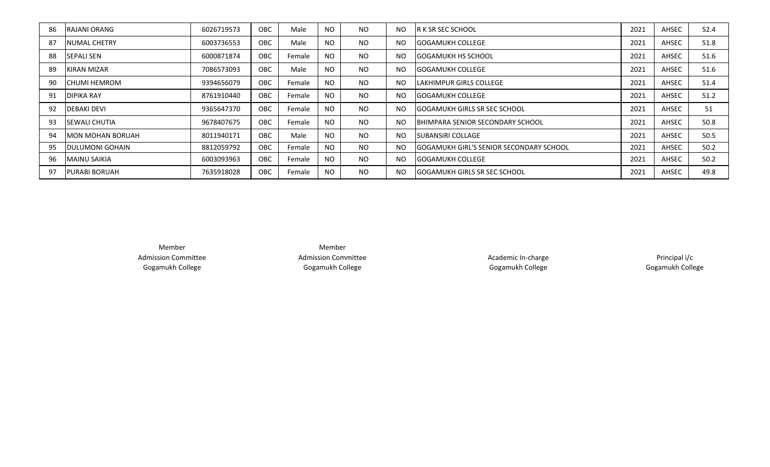| 86 | RAJANI ORANG | 6026719573 | OBC | Male | NO | NO | NO | R K SR SEC SCHOOL | 2021 | AHSEC | 52.4 |
|---|---|---|---|---|---|---|---|---|---|---|---|
| 87 | NUMAL CHETRY | 6003736553 | OBC | Male | NO | NO | NO | GOGAMUKH COLLEGE | 2021 | AHSEC | 51.8 |
| 88 | SEPALI SEN | 6000871874 | OBC | Female | NO | NO | NO | GOGAMUKH HS SCHOOL | 2021 | AHSEC | 51.6 |
| 89 | KIRAN MIZAR | 7086573093 | OBC | Male | NO | NO | NO | GOGAMUKH COLLEGE | 2021 | AHSEC | 51.6 |
| 90 | CHUMI HEMROM | 9394656079 | OBC | Female | NO | NO | NO | LAKHIMPUR GIRLS COLLEGE | 2021 | AHSEC | 51.4 |
| 91 | DIPIKA RAY | 8761910440 | OBC | Female | NO | NO | NO | GOGAMUKH COLLEGE | 2021 | AHSEC | 51.2 |
| 92 | DEBAKI DEVI | 9365647370 | OBC | Female | NO | NO | NO | GOGAMUKH GIRLS SR SEC SCHOOL | 2021 | AHSEC | 51 |
| 93 | SEWALI CHUTIA | 9678407675 | OBC | Female | NO | NO | NO | BHIMPARA SENIOR SECONDARY SCHOOL | 2021 | AHSEC | 50.8 |
| 94 | MON MOHAN BORUAH | 8011940171 | OBC | Male | NO | NO | NO | SUBANSIRI COLLAGE | 2021 | AHSEC | 50.5 |
| 95 | DULUMONI GOHAIN | 8812059792 | OBC | Female | NO | NO | NO | GOGAMUKH GIRL'S SENIOR SECONDARY SCHOOL | 2021 | AHSEC | 50.2 |
| 96 | MAINU SAIKIA | 6003093963 | OBC | Female | NO | NO | NO | GOGAMUKH COLLEGE | 2021 | AHSEC | 50.2 |
| 97 | PURABI BORUAH | 7635918028 | OBC | Female | NO | NO | NO | GOGAMUKH GIRLS SR SEC SCHOOL | 2021 | AHSEC | 49.8 |

Member
Admission Committee
Gogamukh College

Member
Admission Committee
Gogamukh College

Academic In-charge
Gogamukh College

Principal i/c
Gogamukh College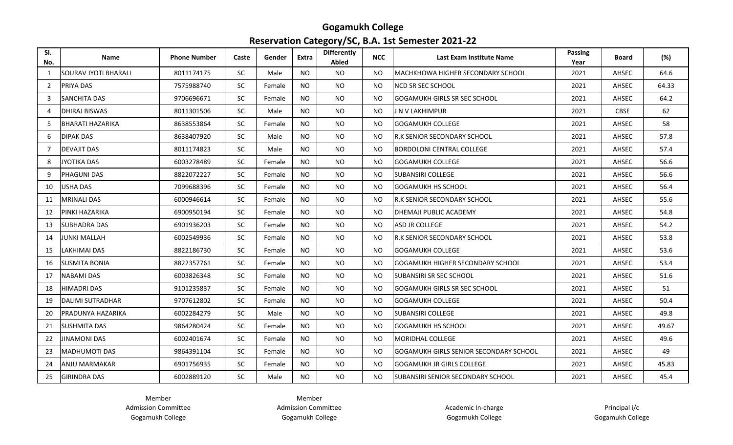# Gogamukh College

## Reservation Category/SC, B.A. 1st Semester 2021-22

| Sl. No. | Name | Phone Number | Caste | Gender | Extra | DIfferently Abled | NCC | Last Exam Institute Name | Passing Year | Board | (%) |
|---|---|---|---|---|---|---|---|---|---|---|---|
| 1 | SOURAV JYOTI BHARALI | 8011174175 | SC | Male | NO | NO | NO | MACHKHOWA HIGHER SECONDARY SCHOOL | 2021 | AHSEC | 64.6 |
| 2 | PRIYA DAS | 7575988740 | SC | Female | NO | NO | NO | NCD SR SEC SCHOOL | 2021 | AHSEC | 64.33 |
| 3 | SANCHITA DAS | 9706696671 | SC | Female | NO | NO | NO | GOGAMUKH GIRLS SR SEC SCHOOL | 2021 | AHSEC | 64.2 |
| 4 | DHIRAJ BISWAS | 8011301506 | SC | Male | NO | NO | NO | J N V LAKHIMPUR | 2021 | CBSE | 62 |
| 5 | BHARATI HAZARIKA | 8638553864 | SC | Female | NO | NO | NO | GOGAMUKH COLLEGE | 2021 | AHSEC | 58 |
| 6 | DIPAK DAS | 8638407920 | SC | Male | NO | NO | NO | R.K SENIOR SECONDARY SCHOOL | 2021 | AHSEC | 57.8 |
| 7 | DEVAJIT DAS | 8011174823 | SC | Male | NO | NO | NO | BORDOLONI CENTRAL COLLEGE | 2021 | AHSEC | 57.4 |
| 8 | JYOTIKA DAS | 6003278489 | SC | Female | NO | NO | NO | GOGAMUKH COLLEGE | 2021 | AHSEC | 56.6 |
| 9 | PHAGUNI DAS | 8822072227 | SC | Female | NO | NO | NO | SUBANSIRI COLLEGE | 2021 | AHSEC | 56.6 |
| 10 | USHA DAS | 7099688396 | SC | Female | NO | NO | NO | GOGAMUKH HS SCHOOL | 2021 | AHSEC | 56.4 |
| 11 | MRINALI DAS | 6000946614 | SC | Female | NO | NO | NO | R.K SENIOR SECONDARY SCHOOL | 2021 | AHSEC | 55.6 |
| 12 | PINKI HAZARIKA | 6900950194 | SC | Female | NO | NO | NO | DHEMAJI PUBLIC ACADEMY | 2021 | AHSEC | 54.8 |
| 13 | SUBHADRA DAS | 6901936203 | SC | Female | NO | NO | NO | ASD JR COLLEGE | 2021 | AHSEC | 54.2 |
| 14 | JUNKI MALLAH | 6002549936 | SC | Female | NO | NO | NO | R.K SENIOR SECONDARY SCHOOL | 2021 | AHSEC | 53.8 |
| 15 | LAKHIMAI DAS | 8822186730 | SC | Female | NO | NO | NO | GOGAMUKH COLLEGE | 2021 | AHSEC | 53.6 |
| 16 | SUSMITA BONIA | 8822357761 | SC | Female | NO | NO | NO | GOGAMUKH HIGHER SECONDARY SCHOOL | 2021 | AHSEC | 53.4 |
| 17 | NABAMI DAS | 6003826348 | SC | Female | NO | NO | NO | SUBANSIRI SR SEC SCHOOL | 2021 | AHSEC | 51.6 |
| 18 | HIMADRI DAS | 9101235837 | SC | Female | NO | NO | NO | GOGAMUKH GIRLS SR SEC SCHOOL | 2021 | AHSEC | 51 |
| 19 | DALIMI SUTRADHAR | 9707612802 | SC | Female | NO | NO | NO | GOGAMUKH COLLEGE | 2021 | AHSEC | 50.4 |
| 20 | PRADUNYA HAZARIKA | 6002284279 | SC | Male | NO | NO | NO | SUBANSIRI COLLEGE | 2021 | AHSEC | 49.8 |
| 21 | SUSHMITA DAS | 9864280424 | SC | Female | NO | NO | NO | GOGAMUKH HS SCHOOL | 2021 | AHSEC | 49.67 |
| 22 | JINAMONI DAS | 6002401674 | SC | Female | NO | NO | NO | MORIDHAL COLLEGE | 2021 | AHSEC | 49.6 |
| 23 | MADHUMOTI DAS | 9864391104 | SC | Female | NO | NO | NO | GOGAMUKH GIRLS SENIOR SECONDARY SCHOOL | 2021 | AHSEC | 49 |
| 24 | ANJU MARMAKAR | 6901756935 | SC | Female | NO | NO | NO | GOGAMUKH JR GIRLS COLLEGE | 2021 | AHSEC | 45.83 |
| 25 | GIRINDRA DAS | 6002889120 | SC | Male | NO | NO | NO | SUBANSIRI SENIOR SECONDARY SCHOOL | 2021 | AHSEC | 45.4 |

Member
Admission Committee
Gogamukh College

Member
Admission Committee
Gogamukh College

Academic In-charge
Gogamukh College

Principal i/c
Gogamukh College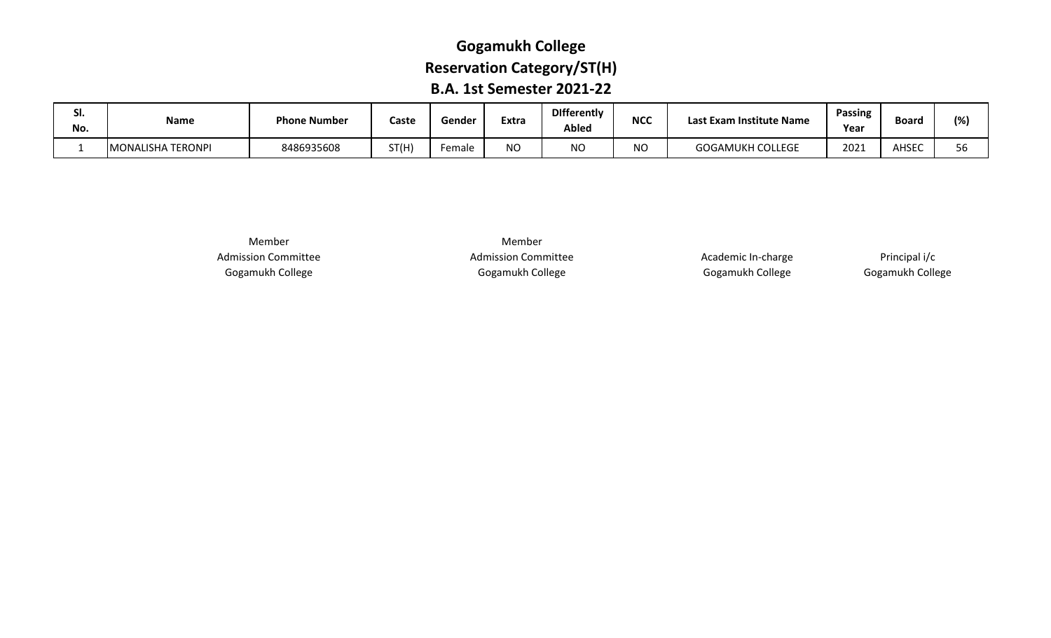# Gogamukh College
## Reservation Category/ST(H)
### B.A. 1st Semester 2021-22

| Sl. No. | Name | Phone Number | Caste | Gender | Extra | DIfferently Abled | NCC | Last Exam Institute Name | Passing Year | Board | (%) |
|---|---|---|---|---|---|---|---|---|---|---|---|
| 1 | MONALISHA TERONPI | 8486935608 | ST(H) | Female | NO | NO | NO | GOGAMUKH COLLEGE | 2021 | AHSEC | 56 |

Member
Admission Committee
Gogamukh College

Member
Admission Committee
Gogamukh College

Academic In-charge
Gogamukh College

Principal i/c
Gogamukh College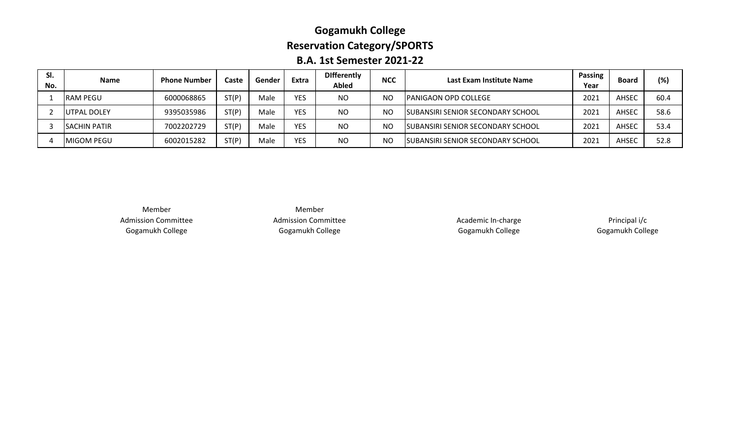# Gogamukh College

## Reservation Category/SPORTS

## B.A. 1st Semester 2021-22

| Sl. No. | Name | Phone Number | Caste | Gender | Extra | DIfferently Abled | NCC | Last Exam Institute Name | Passing Year | Board | (%) |
|---|---|---|---|---|---|---|---|---|---|---|---|
| 1 | RAM PEGU | 6000068865 | ST(P) | Male | YES | NO | NO | PANIGAON OPD COLLEGE | 2021 | AHSEC | 60.4 |
| 2 | UTPAL DOLEY | 9395035986 | ST(P) | Male | YES | NO | NO | SUBANSIRI SENIOR SECONDARY SCHOOL | 2021 | AHSEC | 58.6 |
| 3 | SACHIN PATIR | 7002202729 | ST(P) | Male | YES | NO | NO | SUBANSIRI SENIOR SECONDARY SCHOOL | 2021 | AHSEC | 53.4 |
| 4 | MIGOM PEGU | 6002015282 | ST(P) | Male | YES | NO | NO | SUBANSIRI SENIOR SECONDARY SCHOOL | 2021 | AHSEC | 52.8 |

Member
Admission Committee
Gogamukh College

Member
Admission Committee
Gogamukh College

Academic In-charge
Gogamukh College

Principal i/c
Gogamukh College